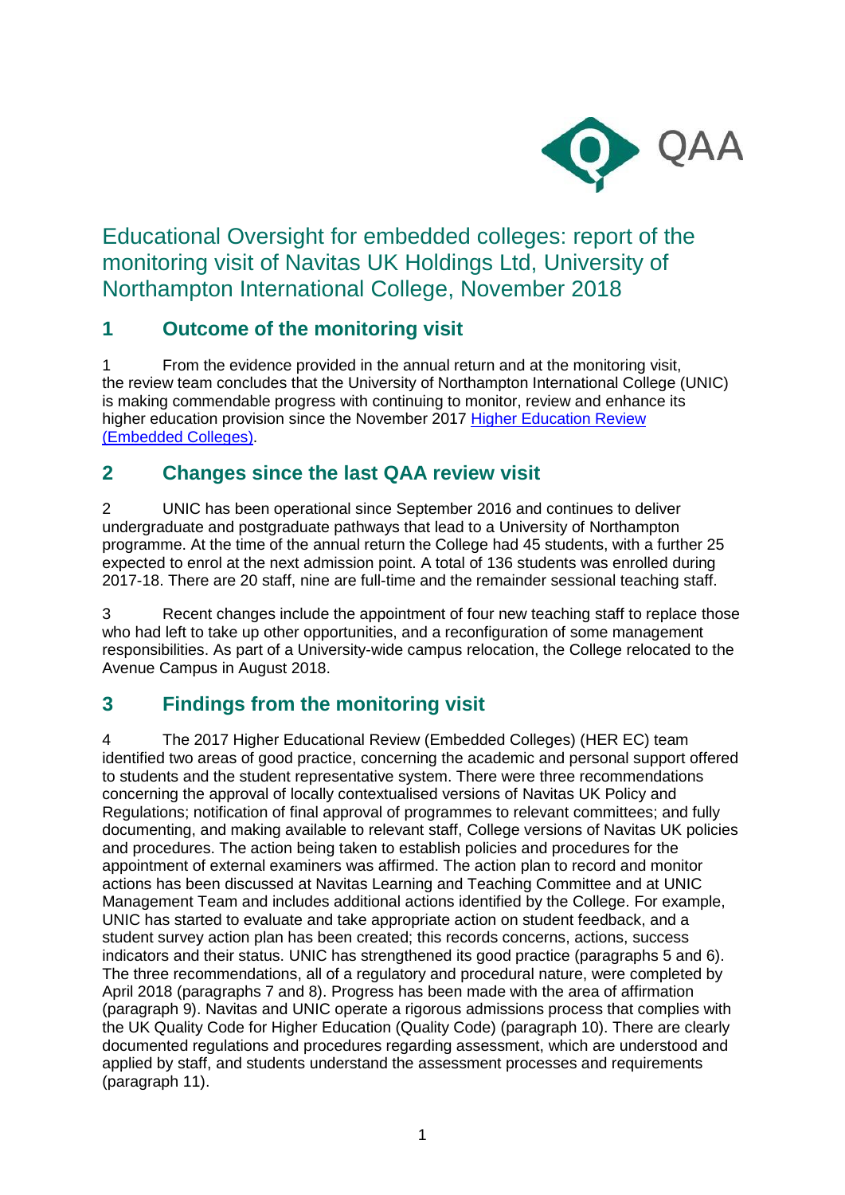# Educational Oversight for embedded colleges: report of the monitoring visit of Navitas UK Holdings Ltd, University of Northampton International College, November 2018

## 1 Outcome of the monitoring visit

1 From the evidence provided in the annual return and at the monitoring visit, the review team concludes that the University of Northampton International College (UNIC) is making commendable progress with continuing to monitor, review and enhance its higher education provision since the November 2017 [Higher Education Review (Embedded Colleges)](#).

## 2 Changes since the last QAA review visit

2 UNIC has been operational since September 2016 and continues to deliver undergraduate and postgraduate pathways that lead to a University of Northampton programme. At the time of the annual return the College had 45 students, with a further 25 expected to enrol at the next admission point. A total of 136 students was enrolled during 2017-18. There are 20 staff, nine are full-time and the remainder sessional teaching staff.

3 Recent changes include the appointment of four new teaching staff to replace those who had left to take up other opportunities, and a reconfiguration of some management responsibilities. As part of a University-wide campus relocation, the College relocated to the Avenue Campus in August 2018.

## 3 Findings from the monitoring visit

4 The 2017 Higher Educational Review (Embedded Colleges) (HER EC) team identified two areas of good practice, concerning the academic and personal support offered to students and the student representative system. There were three recommendations concerning the approval of locally contextualised versions of Navitas UK Policy and Regulations; notification of final approval of programmes to relevant committees; and fully documenting, and making available to relevant staff, College versions of Navitas UK policies and procedures. The action being taken to establish policies and procedures for the appointment of external examiners was affirmed. The action plan to record and monitor actions has been discussed at Navitas Learning and Teaching Committee and at UNIC Management Team and includes additional actions identified by the College. For example, UNIC has started to evaluate and take appropriate action on student feedback, and a student survey action plan has been created; this records concerns, actions, success indicators and their status. UNIC has strengthened its good practice (paragraphs 5 and 6). The three recommendations, all of a regulatory and procedural nature, were completed by April 2018 (paragraphs 7 and 8). Progress has been made with the area of affirmation (paragraph 9). Navitas and UNIC operate a rigorous admissions process that complies with the UK Quality Code for Higher Education (Quality Code) (paragraph 10). There are clearly documented regulations and procedures regarding assessment, which are understood and applied by staff, and students understand the assessment processes and requirements (paragraph 11).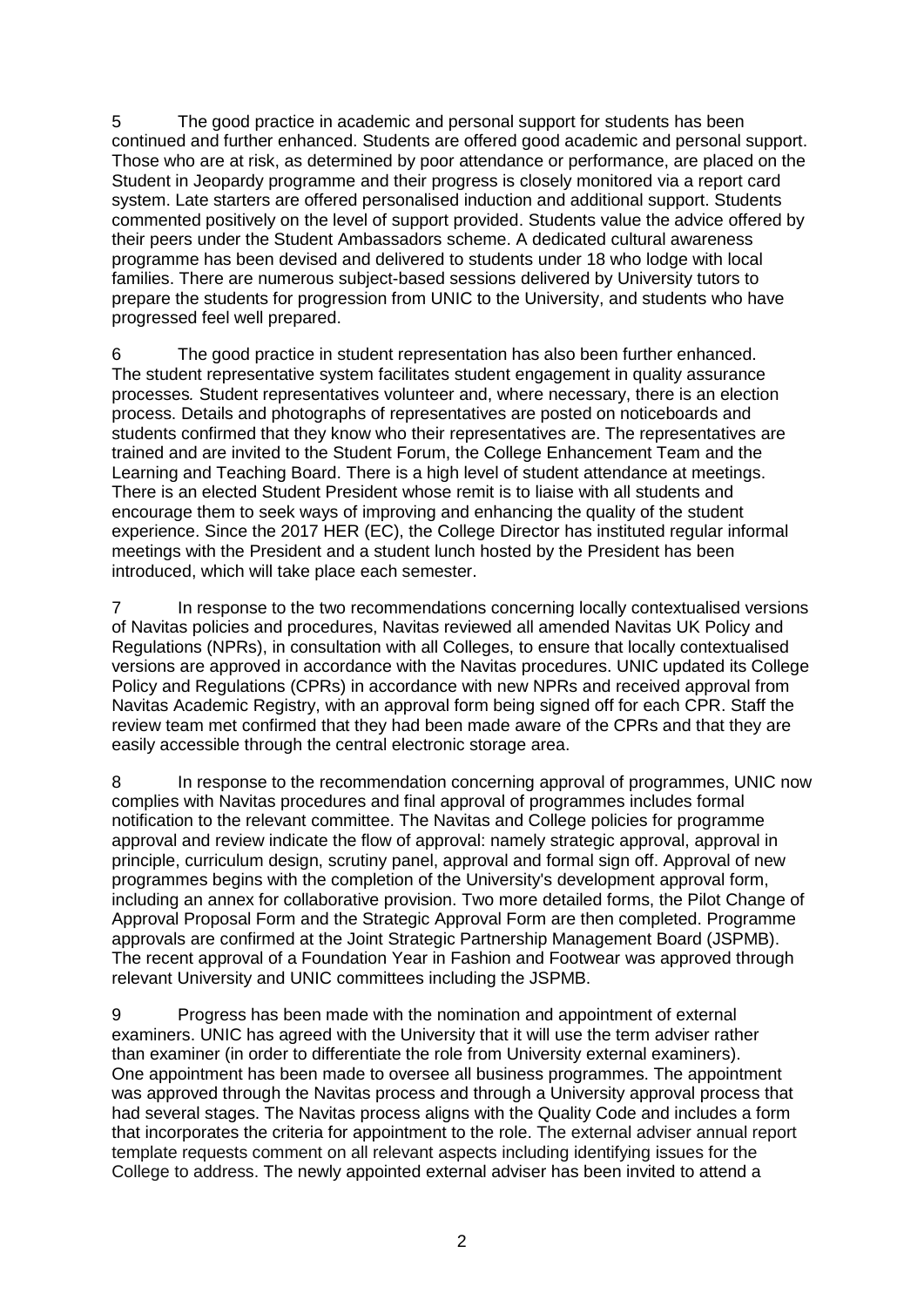5 The good practice in academic and personal support for students has been continued and further enhanced. Students are offered good academic and personal support. Those who are at risk, as determined by poor attendance or performance, are placed on the Student in Jeopardy programme and their progress is closely monitored via a report card system. Late starters are offered personalised induction and additional support. Students commented positively on the level of support provided. Students value the advice offered by their peers under the Student Ambassadors scheme. A dedicated cultural awareness programme has been devised and delivered to students under 18 who lodge with local families. There are numerous subject-based sessions delivered by University tutors to prepare the students for progression from UNIC to the University, and students who have progressed feel well prepared.

6 The good practice in student representation has also been further enhanced. The student representative system facilitates student engagement in quality assurance processes*.* Student representatives volunteer and, where necessary, there is an election process. Details and photographs of representatives are posted on noticeboards and students confirmed that they know who their representatives are. The representatives are trained and are invited to the Student Forum, the College Enhancement Team and the Learning and Teaching Board. There is a high level of student attendance at meetings. There is an elected Student President whose remit is to liaise with all students and encourage them to seek ways of improving and enhancing the quality of the student experience. Since the 2017 HER (EC), the College Director has instituted regular informal meetings with the President and a student lunch hosted by the President has been introduced, which will take place each semester.

7 In response to the two recommendations concerning locally contextualised versions of Navitas policies and procedures, Navitas reviewed all amended Navitas UK Policy and Regulations (NPRs), in consultation with all Colleges, to ensure that locally contextualised versions are approved in accordance with the Navitas procedures. UNIC updated its College Policy and Regulations (CPRs) in accordance with new NPRs and received approval from Navitas Academic Registry, with an approval form being signed off for each CPR. Staff the review team met confirmed that they had been made aware of the CPRs and that they are easily accessible through the central electronic storage area.

8 In response to the recommendation concerning approval of programmes, UNIC now complies with Navitas procedures and final approval of programmes includes formal notification to the relevant committee. The Navitas and College policies for programme approval and review indicate the flow of approval: namely strategic approval, approval in principle, curriculum design, scrutiny panel, approval and formal sign off. Approval of new programmes begins with the completion of the University's development approval form, including an annex for collaborative provision. Two more detailed forms, the Pilot Change of Approval Proposal Form and the Strategic Approval Form are then completed. Programme approvals are confirmed at the Joint Strategic Partnership Management Board (JSPMB). The recent approval of a Foundation Year in Fashion and Footwear was approved through relevant University and UNIC committees including the JSPMB.

9 Progress has been made with the nomination and appointment of external examiners. UNIC has agreed with the University that it will use the term adviser rather than examiner (in order to differentiate the role from University external examiners). One appointment has been made to oversee all business programmes. The appointment was approved through the Navitas process and through a University approval process that had several stages. The Navitas process aligns with the Quality Code and includes a form that incorporates the criteria for appointment to the role. The external adviser annual report template requests comment on all relevant aspects including identifying issues for the College to address. The newly appointed external adviser has been invited to attend a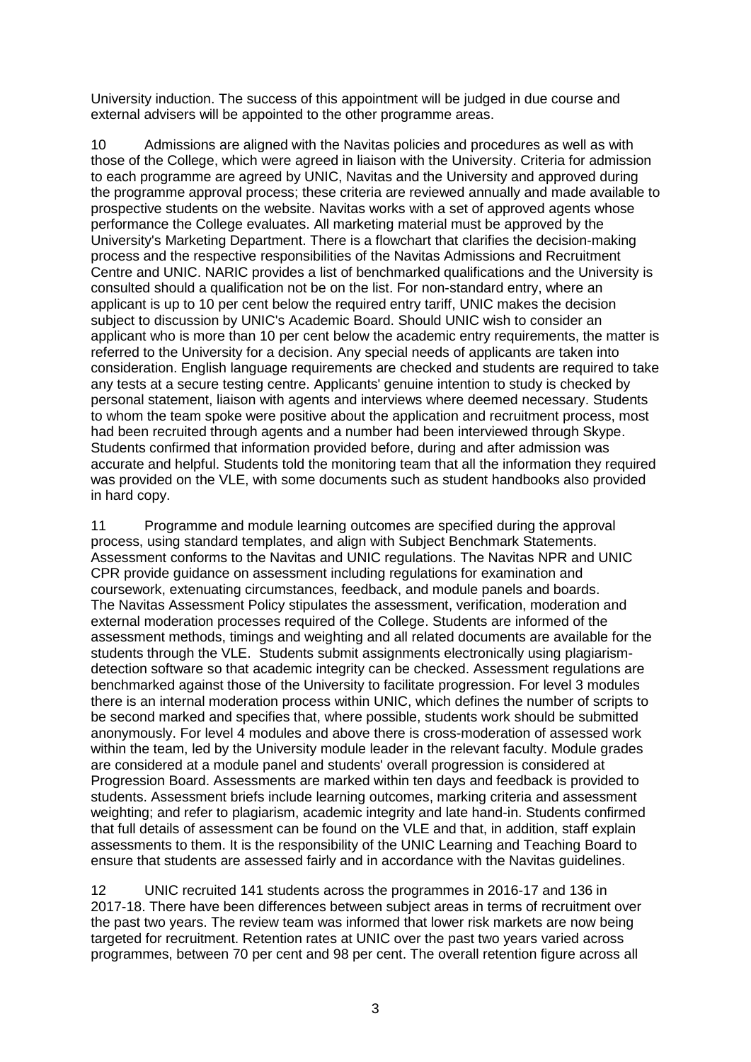University induction. The success of this appointment will be judged in due course and external advisers will be appointed to the other programme areas.

10 Admissions are aligned with the Navitas policies and procedures as well as with those of the College, which were agreed in liaison with the University. Criteria for admission to each programme are agreed by UNIC, Navitas and the University and approved during the programme approval process; these criteria are reviewed annually and made available to prospective students on the website. Navitas works with a set of approved agents whose performance the College evaluates. All marketing material must be approved by the University's Marketing Department. There is a flowchart that clarifies the decision-making process and the respective responsibilities of the Navitas Admissions and Recruitment Centre and UNIC. NARIC provides a list of benchmarked qualifications and the University is consulted should a qualification not be on the list. For non-standard entry, where an applicant is up to 10 per cent below the required entry tariff, UNIC makes the decision subject to discussion by UNIC's Academic Board. Should UNIC wish to consider an applicant who is more than 10 per cent below the academic entry requirements, the matter is referred to the University for a decision. Any special needs of applicants are taken into consideration. English language requirements are checked and students are required to take any tests at a secure testing centre. Applicants' genuine intention to study is checked by personal statement, liaison with agents and interviews where deemed necessary. Students to whom the team spoke were positive about the application and recruitment process, most had been recruited through agents and a number had been interviewed through Skype. Students confirmed that information provided before, during and after admission was accurate and helpful. Students told the monitoring team that all the information they required was provided on the VLE, with some documents such as student handbooks also provided in hard copy.

11 Programme and module learning outcomes are specified during the approval process, using standard templates, and align with Subject Benchmark Statements. Assessment conforms to the Navitas and UNIC regulations. The Navitas NPR and UNIC CPR provide guidance on assessment including regulations for examination and coursework, extenuating circumstances, feedback, and module panels and boards. The Navitas Assessment Policy stipulates the assessment, verification, moderation and external moderation processes required of the College. Students are informed of the assessment methods, timings and weighting and all related documents are available for the students through the VLE. Students submit assignments electronically using plagiarism-detection software so that academic integrity can be checked. Assessment regulations are benchmarked against those of the University to facilitate progression. For level 3 modules there is an internal moderation process within UNIC, which defines the number of scripts to be second marked and specifies that, where possible, students work should be submitted anonymously. For level 4 modules and above there is cross-moderation of assessed work within the team, led by the University module leader in the relevant faculty. Module grades are considered at a module panel and students' overall progression is considered at Progression Board. Assessments are marked within ten days and feedback is provided to students. Assessment briefs include learning outcomes, marking criteria and assessment weighting; and refer to plagiarism, academic integrity and late hand-in. Students confirmed that full details of assessment can be found on the VLE and that, in addition, staff explain assessments to them. It is the responsibility of the UNIC Learning and Teaching Board to ensure that students are assessed fairly and in accordance with the Navitas guidelines.

12 UNIC recruited 141 students across the programmes in 2016-17 and 136 in 2017-18. There have been differences between subject areas in terms of recruitment over the past two years. The review team was informed that lower risk markets are now being targeted for recruitment. Retention rates at UNIC over the past two years varied across programmes, between 70 per cent and 98 per cent. The overall retention figure across all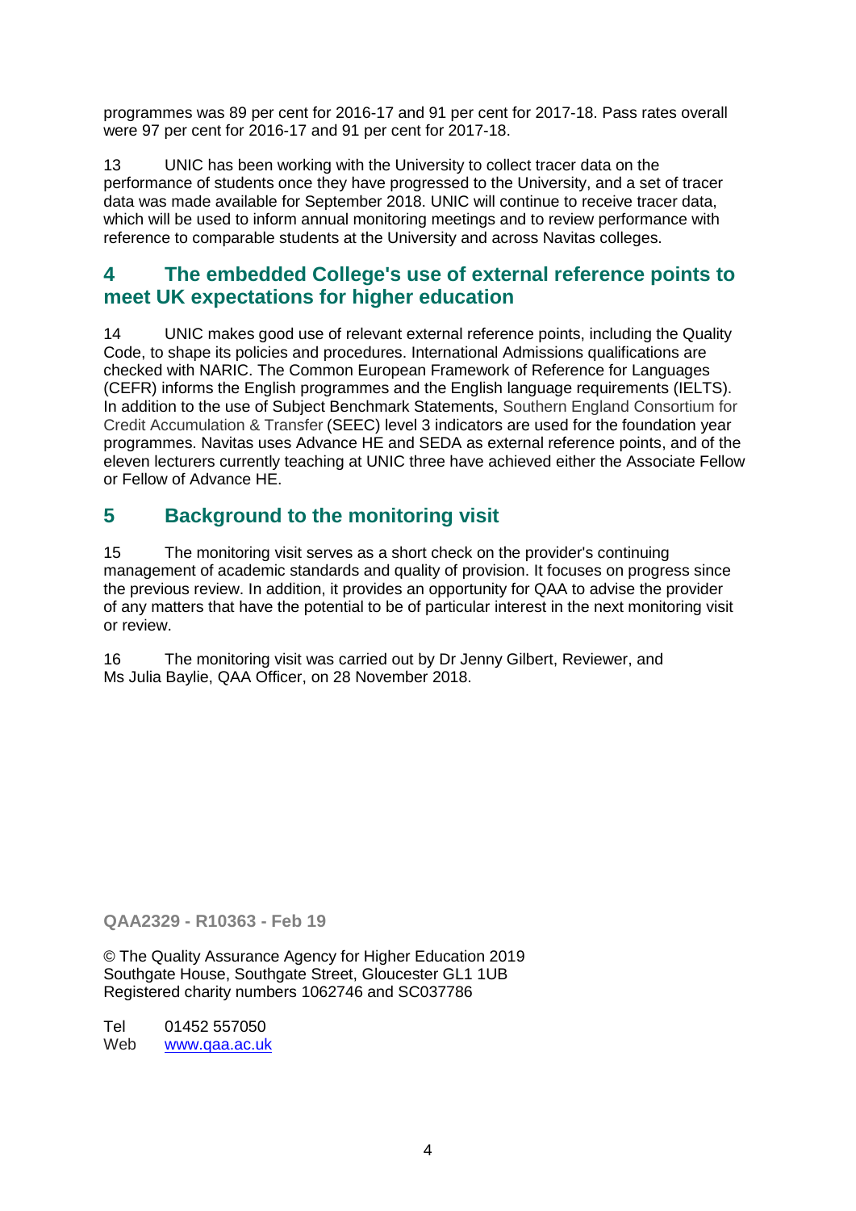programmes was 89 per cent for 2016-17 and 91 per cent for 2017-18. Pass rates overall were 97 per cent for 2016-17 and 91 per cent for 2017-18.

13 UNIC has been working with the University to collect tracer data on the performance of students once they have progressed to the University, and a set of tracer data was made available for September 2018. UNIC will continue to receive tracer data, which will be used to inform annual monitoring meetings and to review performance with reference to comparable students at the University and across Navitas colleges.

## 4 The embedded College's use of external reference points to meet UK expectations for higher education

14 UNIC makes good use of relevant external reference points, including the Quality Code, to shape its policies and procedures. International Admissions qualifications are checked with NARIC. The Common European Framework of Reference for Languages (CEFR) informs the English programmes and the English language requirements (IELTS). In addition to the use of Subject Benchmark Statements, Southern England Consortium for Credit Accumulation & Transfer (SEEC) level 3 indicators are used for the foundation year programmes. Navitas uses Advance HE and SEDA as external reference points, and of the eleven lecturers currently teaching at UNIC three have achieved either the Associate Fellow or Fellow of Advance HE.

## 5 Background to the monitoring visit

15 The monitoring visit serves as a short check on the provider's continuing management of academic standards and quality of provision. It focuses on progress since the previous review. In addition, it provides an opportunity for QAA to advise the provider of any matters that have the potential to be of particular interest in the next monitoring visit or review.

16 The monitoring visit was carried out by Dr Jenny Gilbert, Reviewer, and Ms Julia Baylie, QAA Officer, on 28 November 2018.

**QAA2329 - R10363 - Feb 19**

© The Quality Assurance Agency for Higher Education 2019
Southgate House, Southgate Street, Gloucester GL1 1UB
Registered charity numbers 1062746 and SC037786

Tel 01452 557050
Web [www.qaa.ac.uk](http://www.qaa.ac.uk)